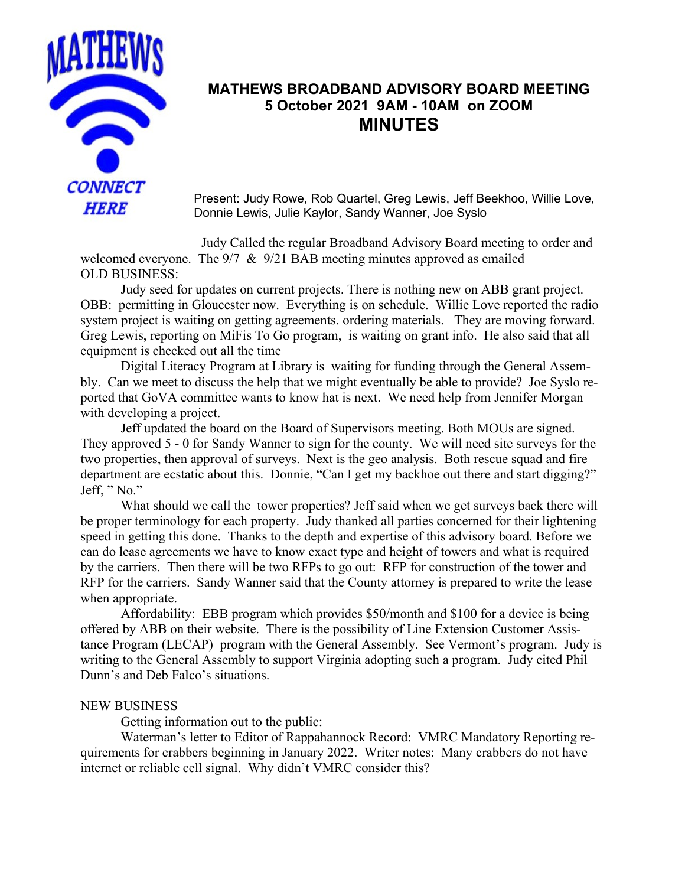MATHEWS

CONNECT HERE

# MATHEWS BROADBAND ADVISORY BOARD MEETING
## 5 October 2021 9AM - 10AM on ZOOM
# MINUTES

Present: Judy Rowe, Rob Quartel, Greg Lewis, Jeff Beekhoo, Willie Love, Donnie Lewis, Julie Kaylor, Sandy Wanner, Joe Syslo

Judy Called the regular Broadband Advisory Board meeting to order and welcomed everyone. The 9/7 & 9/21 BAB meeting minutes approved as emailed

OLD BUSINESS:

Judy seed for updates on current projects. There is nothing new on ABB grant project. OBB: permitting in Gloucester now. Everything is on schedule. Willie Love reported the radio system project is waiting on getting agreements. ordering materials. They are moving forward. Greg Lewis, reporting on MiFis To Go program, is waiting on grant info. He also said that all equipment is checked out all the time

Digital Literacy Program at Library is waiting for funding through the General Assembly. Can we meet to discuss the help that we might eventually be able to provide? Joe Syslo reported that GoVA committee wants to know hat is next. We need help from Jennifer Morgan with developing a project.

Jeff updated the board on the Board of Supervisors meeting. Both MOUs are signed. They approved 5 - 0 for Sandy Wanner to sign for the county. We will need site surveys for the two properties, then approval of surveys. Next is the geo analysis. Both rescue squad and fire department are ecstatic about this. Donnie, "Can I get my backhoe out there and start digging?" Jeff, " No."

What should we call the tower properties? Jeff said when we get surveys back there will be proper terminology for each property. Judy thanked all parties concerned for their lightening speed in getting this done. Thanks to the depth and expertise of this advisory board. Before we can do lease agreements we have to know exact type and height of towers and what is required by the carriers. Then there will be two RFPs to go out: RFP for construction of the tower and RFP for the carriers. Sandy Wanner said that the County attorney is prepared to write the lease when appropriate.

Affordability: EBB program which provides $50/month and $100 for a device is being offered by ABB on their website. There is the possibility of Line Extension Customer Assistance Program (LECAP) program with the General Assembly. See Vermont's program. Judy is writing to the General Assembly to support Virginia adopting such a program. Judy cited Phil Dunn's and Deb Falco's situations.

NEW BUSINESS

Getting information out to the public:

Waterman's letter to Editor of Rappahannock Record: VMRC Mandatory Reporting requirements for crabbers beginning in January 2022. Writer notes: Many crabbers do not have internet or reliable cell signal. Why didn't VMRC consider this?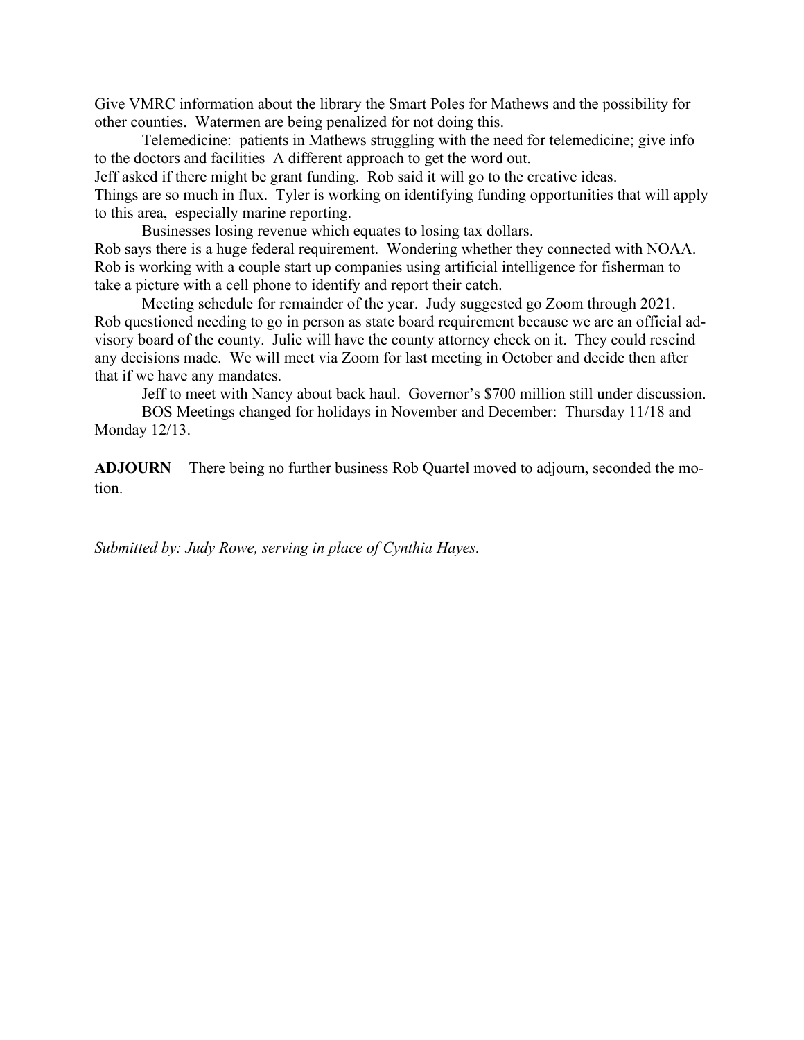Give VMRC information about the library the Smart Poles for Mathews and the possibility for other counties. Watermen are being penalized for not doing this.

Telemedicine: patients in Mathews struggling with the need for telemedicine; give info to the doctors and facilities A different approach to get the word out.

Jeff asked if there might be grant funding. Rob said it will go to the creative ideas. Things are so much in flux. Tyler is working on identifying funding opportunities that will apply to this area, especially marine reporting.

Businesses losing revenue which equates to losing tax dollars.

Rob says there is a huge federal requirement. Wondering whether they connected with NOAA. Rob is working with a couple start up companies using artificial intelligence for fisherman to take a picture with a cell phone to identify and report their catch.

Meeting schedule for remainder of the year. Judy suggested go Zoom through 2021. Rob questioned needing to go in person as state board requirement because we are an official advisory board of the county. Julie will have the county attorney check on it. They could rescind any decisions made. We will meet via Zoom for last meeting in October and decide then after that if we have any mandates.

Jeff to meet with Nancy about back haul. Governor's $700 million still under discussion.

BOS Meetings changed for holidays in November and December: Thursday 11/18 and Monday 12/13.

**ADJOURN** There being no further business Rob Quartel moved to adjourn, seconded the motion.

*Submitted by: Judy Rowe, serving in place of Cynthia Hayes.*